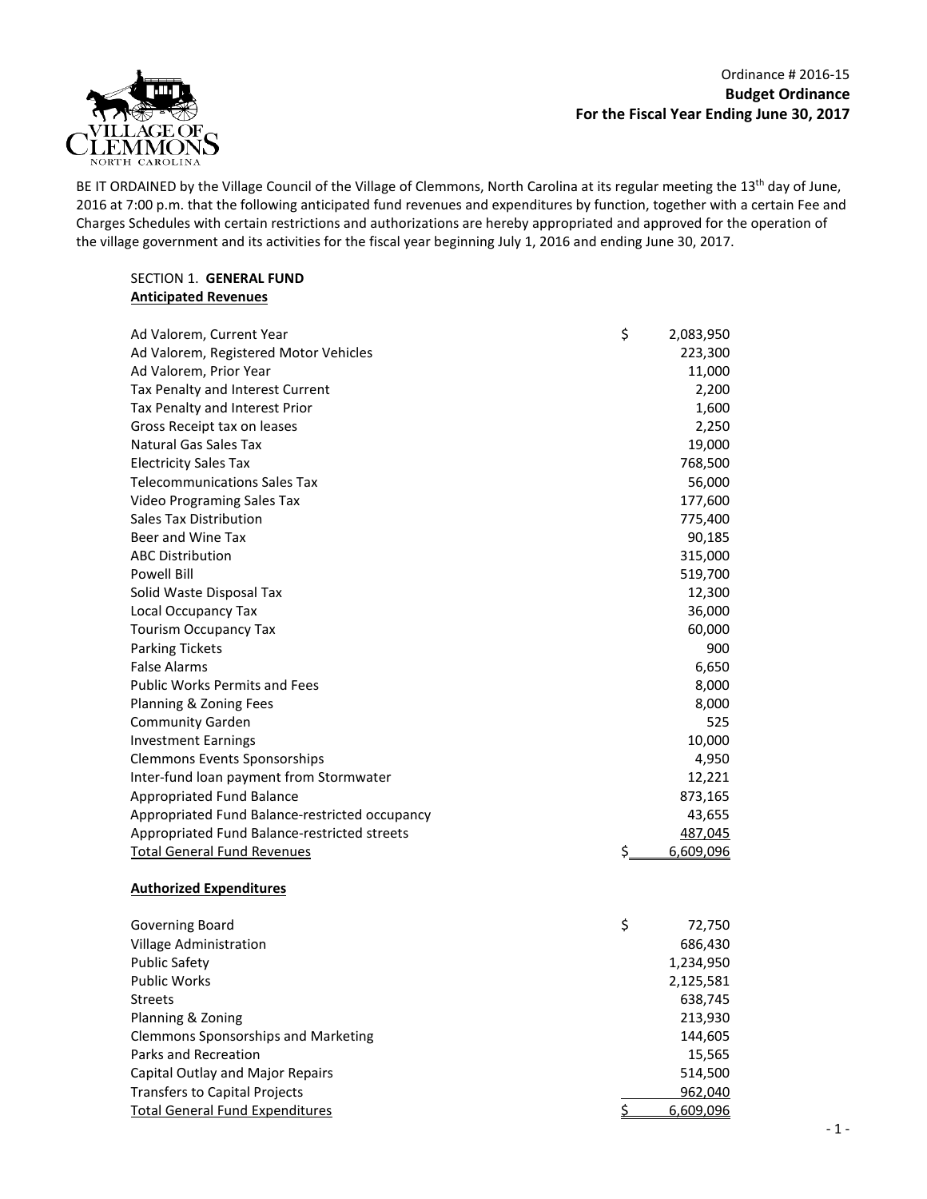Ordinance # 2016-15

**Budget Ordinance**

**For the Fiscal Year Ending June 30, 2017**

BE IT ORDAINED by the Village Council of the Village of Clemmons, North Carolina at its regular meeting the 13th day of June, 2016 at 7:00 p.m. that the following anticipated fund revenues and expenditures by function, together with a certain Fee and Charges Schedules with certain restrictions and authorizations are hereby appropriated and approved for the operation of the village government and its activities for the fiscal year beginning July 1, 2016 and ending June 30, 2017.

SECTION 1. **GENERAL FUND**

**Anticipated Revenues**

| | | |
|---|---|---|
| Ad Valorem, Current Year | $ | 2,083,950 |
| Ad Valorem, Registered Motor Vehicles | | 223,300 |
| Ad Valorem, Prior Year | | 11,000 |
| Tax Penalty and Interest Current | | 2,200 |
| Tax Penalty and Interest Prior | | 1,600 |
| Gross Receipt tax on leases | | 2,250 |
| Natural Gas Sales Tax | | 19,000 |
| Electricity Sales Tax | | 768,500 |
| Telecommunications Sales Tax | | 56,000 |
| Video Programing Sales Tax | | 177,600 |
| Sales Tax Distribution | | 775,400 |
| Beer and Wine Tax | | 90,185 |
| ABC Distribution | | 315,000 |
| Powell Bill | | 519,700 |
| Solid Waste Disposal Tax | | 12,300 |
| Local Occupancy Tax | | 36,000 |
| Tourism Occupancy Tax | | 60,000 |
| Parking Tickets | | 900 |
| False Alarms | | 6,650 |
| Public Works Permits and Fees | | 8,000 |
| Planning & Zoning Fees | | 8,000 |
| Community Garden | | 525 |
| Investment Earnings | | 10,000 |
| Clemmons Events Sponsorships | | 4,950 |
| Inter-fund loan payment from Stormwater | | 12,221 |
| Appropriated Fund Balance | | 873,165 |
| Appropriated Fund Balance-restricted occupancy | | 43,655 |
| Appropriated Fund Balance-restricted streets | | 487,045 |
| Total General Fund Revenues | $ | 6,609,096 |

**Authorized Expenditures**

| | | |
|---|---|---|
| Governing Board | $ | 72,750 |
| Village Administration | | 686,430 |
| Public Safety | | 1,234,950 |
| Public Works | | 2,125,581 |
| Streets | | 638,745 |
| Planning & Zoning | | 213,930 |
| Clemmons Sponsorships and Marketing | | 144,605 |
| Parks and Recreation | | 15,565 |
| Capital Outlay and Major Repairs | | 514,500 |
| Transfers to Capital Projects | | 962,040 |
| Total General Fund Expenditures | $ | 6,609,096 |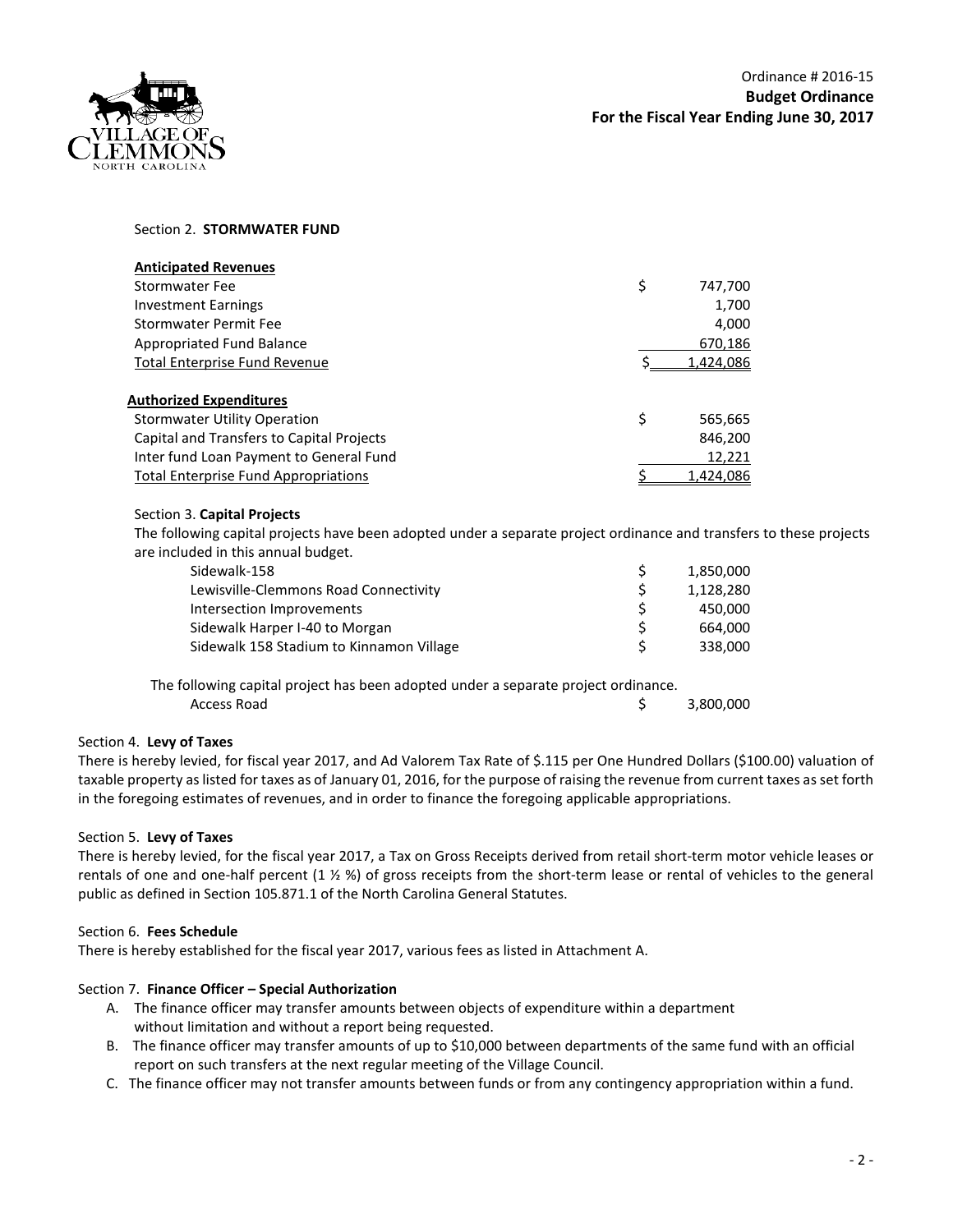Ordinance # 2016-15
**Budget Ordinance**
**For the Fiscal Year Ending June 30, 2017**

Section 2. **STORMWATER FUND**

| **Anticipated Revenues** | | |
|---|---|---|
| Stormwater Fee | $ | 747,700 |
| Investment Earnings | | 1,700 |
| Stormwater Permit Fee | | 4,000 |
| Appropriated Fund Balance | | 670,186 |
| Total Enterprise Fund Revenue | $ | 1,424,086 |

| **Authorized Expenditures** | | |
|---|---|---|
| Stormwater Utility Operation | $ | 565,665 |
| Capital and Transfers to Capital Projects | | 846,200 |
| Inter fund Loan Payment to General Fund | | 12,221 |
| Total Enterprise Fund Appropriations | $ | 1,424,086 |

Section 3. **Capital Projects**

The following capital projects have been adopted under a separate project ordinance and transfers to these projects are included in this annual budget.

| | | |
|---|---|---|
| Sidewalk-158 | $ | 1,850,000 |
| Lewisville-Clemmons Road Connectivity | $ | 1,128,280 |
| Intersection Improvements | $ | 450,000 |
| Sidewalk Harper I-40 to Morgan | $ | 664,000 |
| Sidewalk 158 Stadium to Kinnamon Village | $ | 338,000 |

The following capital project has been adopted under a separate project ordinance.

| | | |
|---|---|---|
| Access Road | $ | 3,800,000 |

Section 4. **Levy of Taxes**

There is hereby levied, for fiscal year 2017, and Ad Valorem Tax Rate of $.115 per One Hundred Dollars ($100.00) valuation of taxable property as listed for taxes as of January 01, 2016, for the purpose of raising the revenue from current taxes as set forth in the foregoing estimates of revenues, and in order to finance the foregoing applicable appropriations.

Section 5. **Levy of Taxes**

There is hereby levied, for the fiscal year 2017, a Tax on Gross Receipts derived from retail short-term motor vehicle leases or rentals of one and one-half percent (1 ½ %) of gross receipts from the short-term lease or rental of vehicles to the general public as defined in Section 105.871.1 of the North Carolina General Statutes.

Section 6. **Fees Schedule**

There is hereby established for the fiscal year 2017, various fees as listed in Attachment A.

Section 7. **Finance Officer – Special Authorization**

A. The finance officer may transfer amounts between objects of expenditure within a department without limitation and without a report being requested.
B. The finance officer may transfer amounts of up to $10,000 between departments of the same fund with an official report on such transfers at the next regular meeting of the Village Council.
C. The finance officer may not transfer amounts between funds or from any contingency appropriation within a fund.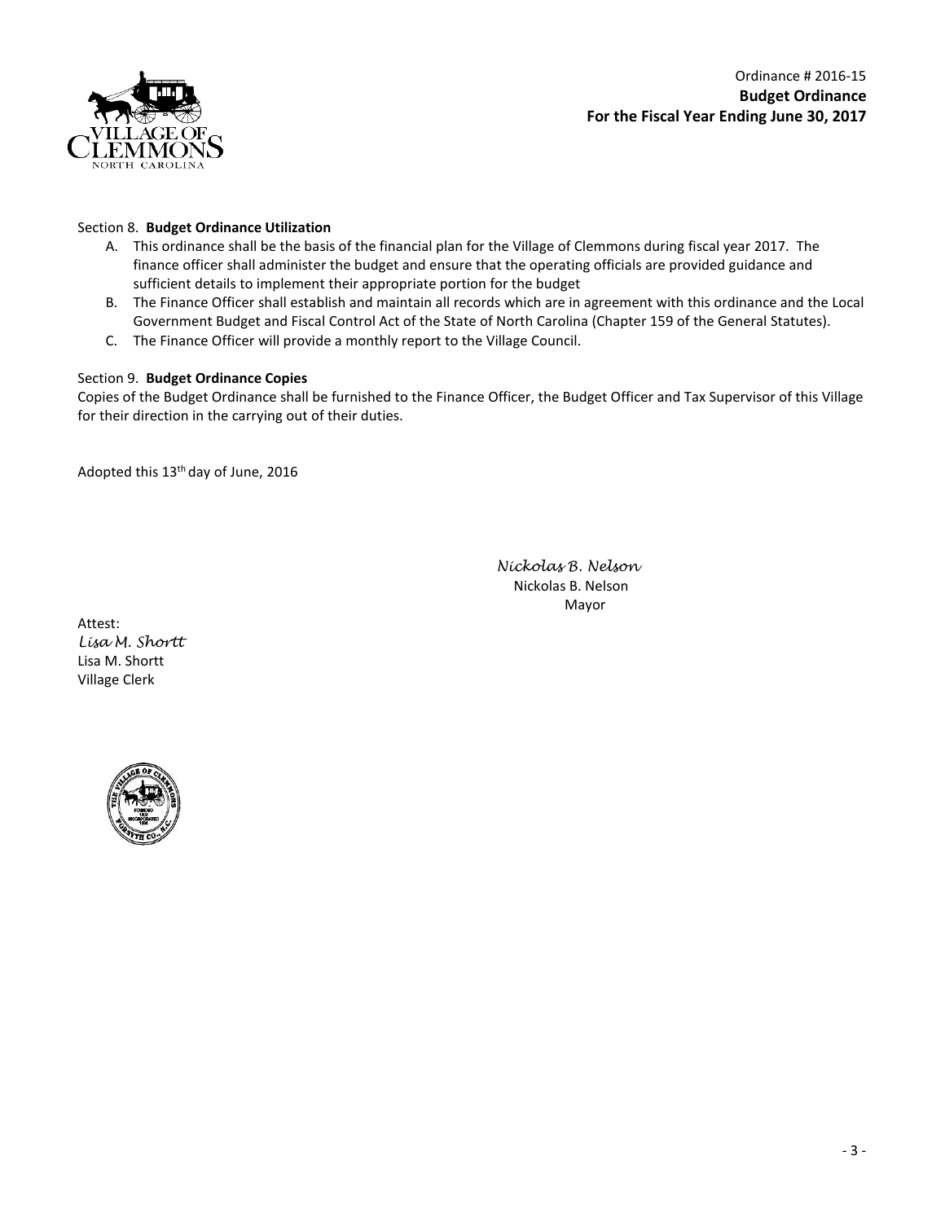Section 8. **Budget Ordinance Utilization**

A. This ordinance shall be the basis of the financial plan for the Village of Clemmons during fiscal year 2017. The finance officer shall administer the budget and ensure that the operating officials are provided guidance and sufficient details to implement their appropriate portion for the budget
B. The Finance Officer shall establish and maintain all records which are in agreement with this ordinance and the Local Government Budget and Fiscal Control Act of the State of North Carolina (Chapter 159 of the General Statutes).
C. The Finance Officer will provide a monthly report to the Village Council.

Section 9. **Budget Ordinance Copies**

Copies of the Budget Ordinance shall be furnished to the Finance Officer, the Budget Officer and Tax Supervisor of this Village for their direction in the carrying out of their duties.

Adopted this 13th day of June, 2016

*Nickolas B. Nelson*
Nickolas B. Nelson
Mayor

Attest:
*Lisa M. Shortt*
Lisa M. Shortt
Village Clerk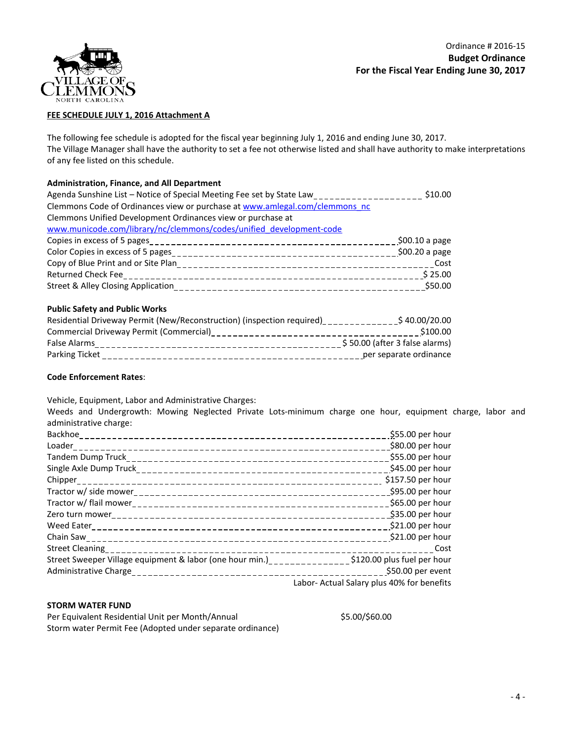Ordinance # 2016-15
**Budget Ordinance**
**For the Fiscal Year Ending June 30, 2017**

**FEE SCHEDULE JULY 1, 2016 Attachment A**

The following fee schedule is adopted for the fiscal year beginning July 1, 2016 and ending June 30, 2017.
The Village Manager shall have the authority to set a fee not otherwise listed and shall have authority to make interpretations of any fee listed on this schedule.

**Administration, Finance, and All Department**

| Item | Fee |
|---|---|
| Agenda Sunshine List – Notice of Special Meeting Fee set by State Law | $10.00 |
| Clemmons Code of Ordinances view or purchase at www.amlegal.com/clemmons_nc | |
| Clemmons Unified Development Ordinances view or purchase at www.municode.com/library/nc/clemmons/codes/unified_development-code | |
| Copies in excess of 5 pages | $00.10 a page |
| Color Copies in excess of 5 pages | $00.20 a page |
| Copy of Blue Print and or Site Plan | Cost |
| Returned Check Fee | $ 25.00 |
| Street & Alley Closing Application | $50.00 |

**Public Safety and Public Works**

| Item | Fee |
|---|---|
| Residential Driveway Permit (New/Reconstruction) (inspection required) | $ 40.00/20.00 |
| Commercial Driveway Permit (Commercial) | $100.00 |
| False Alarms | $ 50.00 (after 3 false alarms) |
| Parking Ticket | per separate ordinance |

**Code Enforcement Rates**:

Vehicle, Equipment, Labor and Administrative Charges:
Weeds and Undergrowth: Mowing Neglected Private Lots-minimum charge one hour, equipment charge, labor and administrative charge:

| Item | Rate |
|---|---|
| Backhoe | $55.00 per hour |
| Loader | $80.00 per hour |
| Tandem Dump Truck | $55.00 per hour |
| Single Axle Dump Truck | $45.00 per hour |
| Chipper | $157.50 per hour |
| Tractor w/ side mower | $95.00 per hour |
| Tractor w/ flail mower | $65.00 per hour |
| Zero turn mower | $35.00 per hour |
| Weed Eater | $21.00 per hour |
| Chain Saw | $21.00 per hour |
| Street Cleaning | Cost |
| Street Sweeper Village equipment & labor (one hour min.) | $120.00 plus fuel per hour |
| Administrative Charge | $50.00 per event |
| | Labor- Actual Salary plus 40% for benefits |

**STORM WATER FUND**

| Item | Fee |
|---|---|
| Per Equivalent Residential Unit per Month/Annual | $5.00/$60.00 |
| Storm water Permit Fee (Adopted under separate ordinance) | |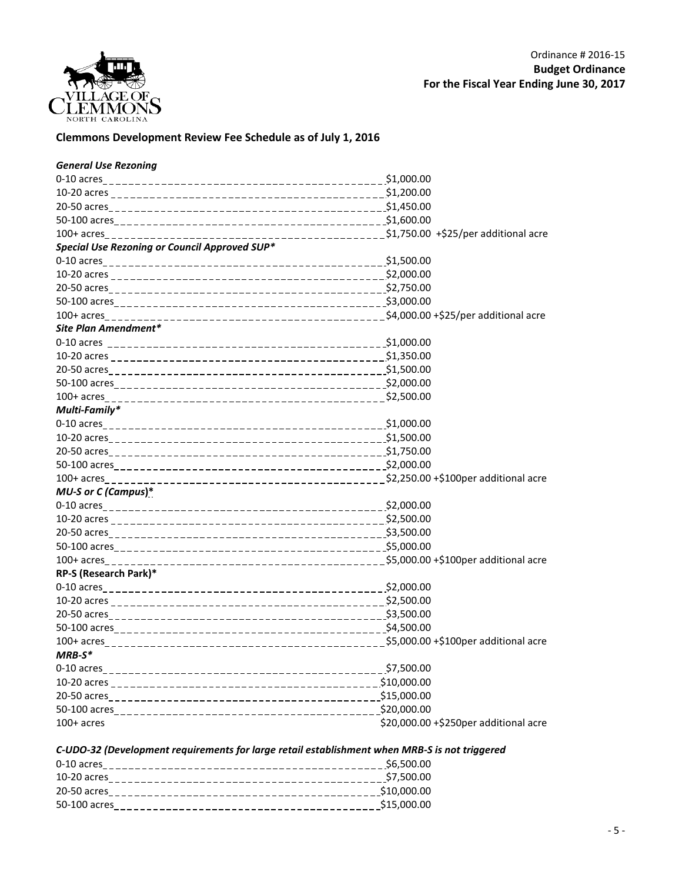Ordinance # 2016-15
**Budget Ordinance**
**For the Fiscal Year Ending June 30, 2017**

## Clemmons Development Review Fee Schedule as of July 1, 2016

***General Use Rezoning***

| Acreage | Fee |
|---|---|
| 0-10 acres | $1,000.00 |
| 10-20 acres | $1,200.00 |
| 20-50 acres | $1,450.00 |
| 50-100 acres | $1,600.00 |
| 100+ acres | $1,750.00 +$25/per additional acre |

***Special Use Rezoning or Council Approved SUP****

| Acreage | Fee |
|---|---|
| 0-10 acres | $1,500.00 |
| 10-20 acres | $2,000.00 |
| 20-50 acres | $2,750.00 |
| 50-100 acres | $3,000.00 |
| 100+ acres | $4,000.00 +$25/per additional acre |

***Site Plan Amendment****

| Acreage | Fee |
|---|---|
| 0-10 acres | $1,000.00 |
| 10-20 acres | $1,350.00 |
| 20-50 acres | $1,500.00 |
| 50-100 acres | $2,000.00 |
| 100+ acres | $2,500.00 |

***Multi-Family****

| Acreage | Fee |
|---|---|
| 0-10 acres | $1,000.00 |
| 10-20 acres | $1,500.00 |
| 20-50 acres | $1,750.00 |
| 50-100 acres | $2,000.00 |
| 100+ acres | $2,250.00 +$100per additional acre |

***MU-S or C (Campus)****

| Acreage | Fee |
|---|---|
| 0-10 acres | $2,000.00 |
| 10-20 acres | $2,500.00 |
| 20-50 acres | $3,500.00 |
| 50-100 acres | $5,000.00 |
| 100+ acres | $5,000.00 +$100per additional acre |

**RP-S (Research Park)***

| Acreage | Fee |
|---|---|
| 0-10 acres | $2,000.00 |
| 10-20 acres | $2,500.00 |
| 20-50 acres | $3,500.00 |
| 50-100 acres | $4,500.00 |
| 100+ acres | $5,000.00 +$100per additional acre |

***MRB-S****

| Acreage | Fee |
|---|---|
| 0-10 acres | $7,500.00 |
| 10-20 acres | $10,000.00 |
| 20-50 acres | $15,000.00 |
| 50-100 acres | $20,000.00 |
| 100+ acres | $20,000.00 +$250per additional acre |

***C-UDO-32 (Development requirements for large retail establishment when MRB-S is not triggered***

| Acreage | Fee |
|---|---|
| 0-10 acres | $6,500.00 |
| 10-20 acres | $7,500.00 |
| 20-50 acres | $10,000.00 |
| 50-100 acres | $15,000.00 |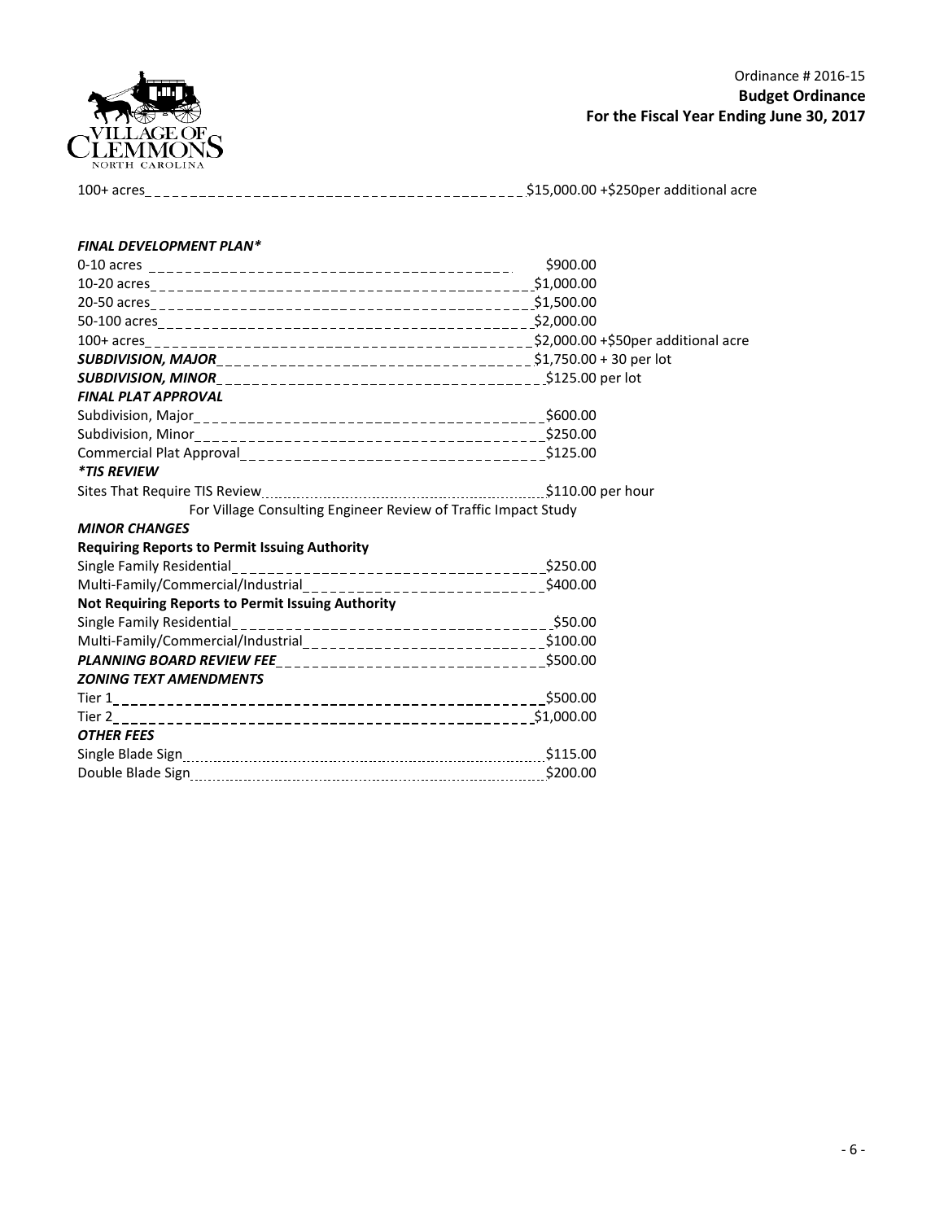| | |
|---|---|
| 100+ acres | $15,000.00 +$250per additional acre |

***FINAL DEVELOPMENT PLAN****

| | |
|---|---|
| 0-10 acres | $900.00 |
| 10-20 acres | $1,000.00 |
| 20-50 acres | $1,500.00 |
| 50-100 acres | $2,000.00 |
| 100+ acres | $2,000.00 +$50per additional acre |
| ***SUBDIVISION, MAJOR*** | $1,750.00 + 30 per lot |
| ***SUBDIVISION, MINOR*** | $125.00 per lot |

***FINAL PLAT APPROVAL***

| | |
|---|---|
| Subdivision, Major | $600.00 |
| Subdivision, Minor | $250.00 |
| Commercial Plat Approval | $125.00 |

****TIS REVIEW***

| | |
|---|---|
| Sites That Require TIS Review | $110.00 per hour |

For Village Consulting Engineer Review of Traffic Impact Study

***MINOR CHANGES***

**Requiring Reports to Permit Issuing Authority**

| | |
|---|---|
| Single Family Residential | $250.00 |
| Multi-Family/Commercial/Industrial | $400.00 |

**Not Requiring Reports to Permit Issuing Authority**

| | |
|---|---|
| Single Family Residential | $50.00 |
| Multi-Family/Commercial/Industrial | $100.00 |
| ***PLANNING BOARD REVIEW FEE*** | $500.00 |

***ZONING TEXT AMENDMENTS***

| | |
|---|---|
| Tier 1 | $500.00 |
| Tier 2 | $1,000.00 |

***OTHER FEES***

| | |
|---|---|
| Single Blade Sign | $115.00 |
| Double Blade Sign | $200.00 |